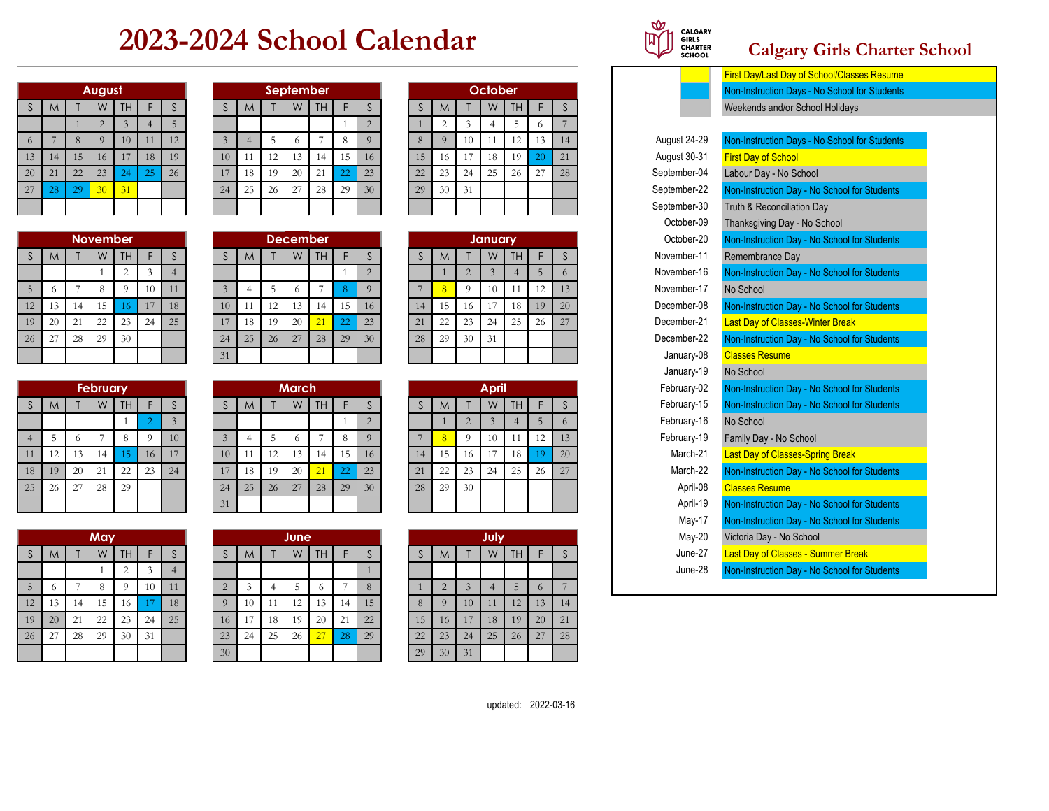# 2023-2024 School Calendar

## Calgary Girls Charter School

CALGARY GIRLS CHARTER SCHOOL

### August

| S | M | T | W | TH | F | S |
|---|---|---|---|---|---|---|
| | | 1 | 2 | 3 | 4 | 5 |
| 6 | 7 | 8 | 9 | 10 | 11 | 12 |
| 13 | 14 | 15 | 16 | 17 | 18 | 19 |
| 20 | 21 | 22 | 23 | 24 | 25 | 26 |
| 27 | 28 | 29 | 30 | 31 | | |

### September

| S | M | T | W | TH | F | S |
|---|---|---|---|---|---|---|
| | | | | | 1 | 2 |
| 3 | 4 | 5 | 6 | 7 | 8 | 9 |
| 10 | 11 | 12 | 13 | 14 | 15 | 16 |
| 17 | 18 | 19 | 20 | 21 | 22 | 23 |
| 24 | 25 | 26 | 27 | 28 | 29 | 30 |

### October

| S | M | T | W | TH | F | S |
|---|---|---|---|---|---|---|
| 1 | 2 | 3 | 4 | 5 | 6 | 7 |
| 8 | 9 | 10 | 11 | 12 | 13 | 14 |
| 15 | 16 | 17 | 18 | 19 | 20 | 21 |
| 22 | 23 | 24 | 25 | 26 | 27 | 28 |
| 29 | 30 | 31 | | | | |

### November

| S | M | T | W | TH | F | S |
|---|---|---|---|---|---|---|
| | | | 1 | 2 | 3 | 4 |
| 5 | 6 | 7 | 8 | 9 | 10 | 11 |
| 12 | 13 | 14 | 15 | 16 | 17 | 18 |
| 19 | 20 | 21 | 22 | 23 | 24 | 25 |
| 26 | 27 | 28 | 29 | 30 | | |

### December

| S | M | T | W | TH | F | S |
|---|---|---|---|---|---|---|
| | | | | | 1 | 2 |
| 3 | 4 | 5 | 6 | 7 | 8 | 9 |
| 10 | 11 | 12 | 13 | 14 | 15 | 16 |
| 17 | 18 | 19 | 20 | 21 | 22 | 23 |
| 24 | 25 | 26 | 27 | 28 | 29 | 30 |
| 31 | | | | | | |

### January

| S | M | T | W | TH | F | S |
|---|---|---|---|---|---|---|
| | 1 | 2 | 3 | 4 | 5 | 6 |
| 7 | 8 | 9 | 10 | 11 | 12 | 13 |
| 14 | 15 | 16 | 17 | 18 | 19 | 20 |
| 21 | 22 | 23 | 24 | 25 | 26 | 27 |
| 28 | 29 | 30 | 31 | | | |

### February

| S | M | T | W | TH | F | S |
|---|---|---|---|---|---|---|
| | | | | 1 | 2 | 3 |
| 4 | 5 | 6 | 7 | 8 | 9 | 10 |
| 11 | 12 | 13 | 14 | 15 | 16 | 17 |
| 18 | 19 | 20 | 21 | 22 | 23 | 24 |
| 25 | 26 | 27 | 28 | 29 | | |

### March

| S | M | T | W | TH | F | S |
|---|---|---|---|---|---|---|
| | | | | | 1 | 2 |
| 3 | 4 | 5 | 6 | 7 | 8 | 9 |
| 10 | 11 | 12 | 13 | 14 | 15 | 16 |
| 17 | 18 | 19 | 20 | 21 | 22 | 23 |
| 24 | 25 | 26 | 27 | 28 | 29 | 30 |
| 31 | | | | | | |

### April

| S | M | T | W | TH | F | S |
|---|---|---|---|---|---|---|
| | 1 | 2 | 3 | 4 | 5 | 6 |
| 7 | 8 | 9 | 10 | 11 | 12 | 13 |
| 14 | 15 | 16 | 17 | 18 | 19 | 20 |
| 21 | 22 | 23 | 24 | 25 | 26 | 27 |
| 28 | 29 | 30 | | | | |

### May

| S | M | T | W | TH | F | S |
|---|---|---|---|---|---|---|
| | | | 1 | 2 | 3 | 4 |
| 5 | 6 | 7 | 8 | 9 | 10 | 11 |
| 12 | 13 | 14 | 15 | 16 | 17 | 18 |
| 19 | 20 | 21 | 22 | 23 | 24 | 25 |
| 26 | 27 | 28 | 29 | 30 | 31 | |

### June

| S | M | T | W | TH | F | S |
|---|---|---|---|---|---|---|
| | | | | | | 1 |
| 2 | 3 | 4 | 5 | 6 | 7 | 8 |
| 9 | 10 | 11 | 12 | 13 | 14 | 15 |
| 16 | 17 | 18 | 19 | 20 | 21 | 22 |
| 23 | 24 | 25 | 26 | 27 | 28 | 29 |
| 30 | | | | | | |

### July

| S | M | T | W | TH | F | S |
|---|---|---|---|---|---|---|
| 1 | 2 | 3 | 4 | 5 | 6 | 7 |
| 8 | 9 | 10 | 11 | 12 | 13 | 14 |
| 15 | 16 | 17 | 18 | 19 | 20 | 21 |
| 22 | 23 | 24 | 25 | 26 | 27 | 28 |
| 29 | 30 | 31 | | | | |

### Legend

- Yellow: First Day/Last Day of School/Classes Resume
- Blue: Non-Instruction Days - No School for Students
- Grey: Weekends and/or School Holidays

### Key Dates

| Date | Event |
|---|---|
| August 24-29 | Non-Instruction Days - No School for Students |
| August 30-31 | First Day of School |
| September-04 | Labour Day - No School |
| September-22 | Non-Instruction Day - No School for Students |
| September-30 | Truth & Reconciliation Day |
| October-09 | Thanksgiving Day - No School |
| October-20 | Non-Instruction Day - No School for Students |
| November-11 | Remembrance Day |
| November-16 | Non-Instruction Day - No School for Students |
| November-17 | No School |
| December-08 | Non-Instruction Day - No School for Students |
| December-21 | Last Day of Classes-Winter Break |
| December-22 | Non-Instruction Day - No School for Students |
| January-08 | Classes Resume |
| January-19 | No School |
| February-02 | Non-Instruction Day - No School for Students |
| February-15 | Non-Instruction Day - No School for Students |
| February-16 | No School |
| February-19 | Family Day - No School |
| March-21 | Last Day of Classes-Spring Break |
| March-22 | Non-Instruction Day - No School for Students |
| April-08 | Classes Resume |
| April-19 | Non-Instruction Day - No School for Students |
| May-17 | Non-Instruction Day - No School for Students |
| May-20 | Victoria Day - No School |
| June-27 | Last Day of Classes - Summer Break |
| June-28 | Non-Instruction Day - No School for Students |

updated: 2022-03-16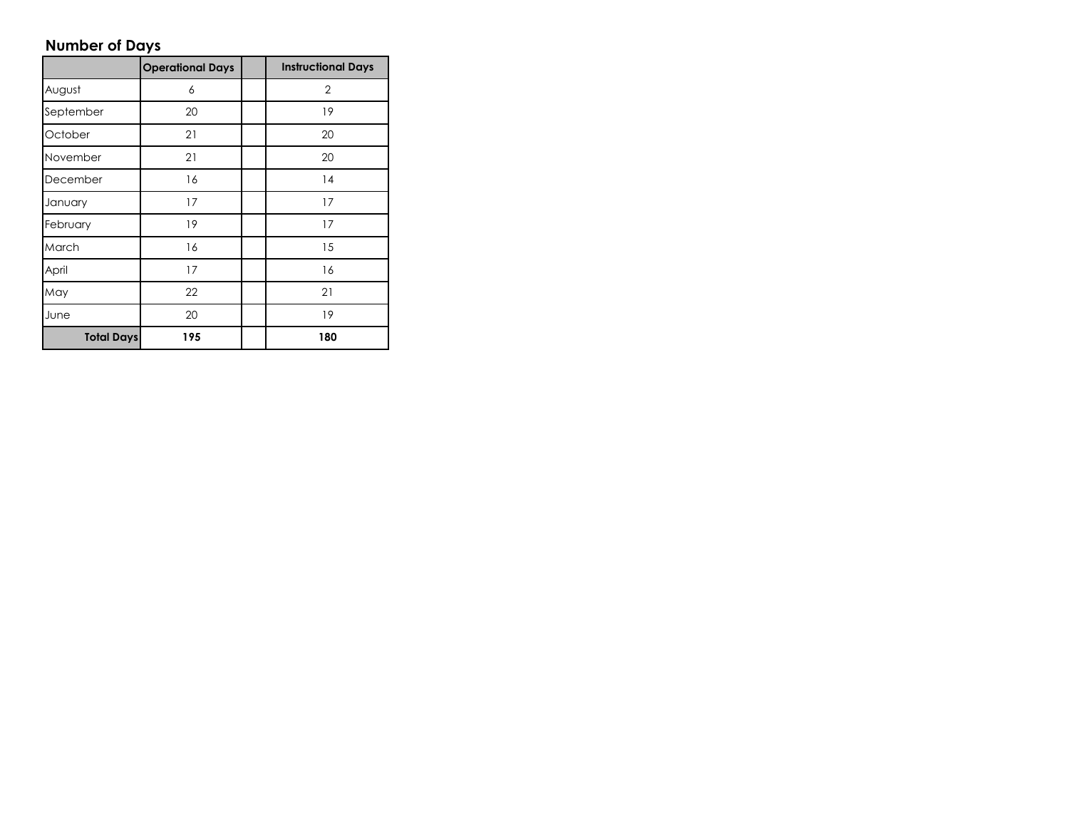## Number of Days

| | Operational Days | | Instructional Days |
|---|---|---|---|
| August | 6 | | 2 |
| September | 20 | | 19 |
| October | 21 | | 20 |
| November | 21 | | 20 |
| December | 16 | | 14 |
| January | 17 | | 17 |
| February | 19 | | 17 |
| March | 16 | | 15 |
| April | 17 | | 16 |
| May | 22 | | 21 |
| June | 20 | | 19 |
| **Total Days** | **195** | | **180** |